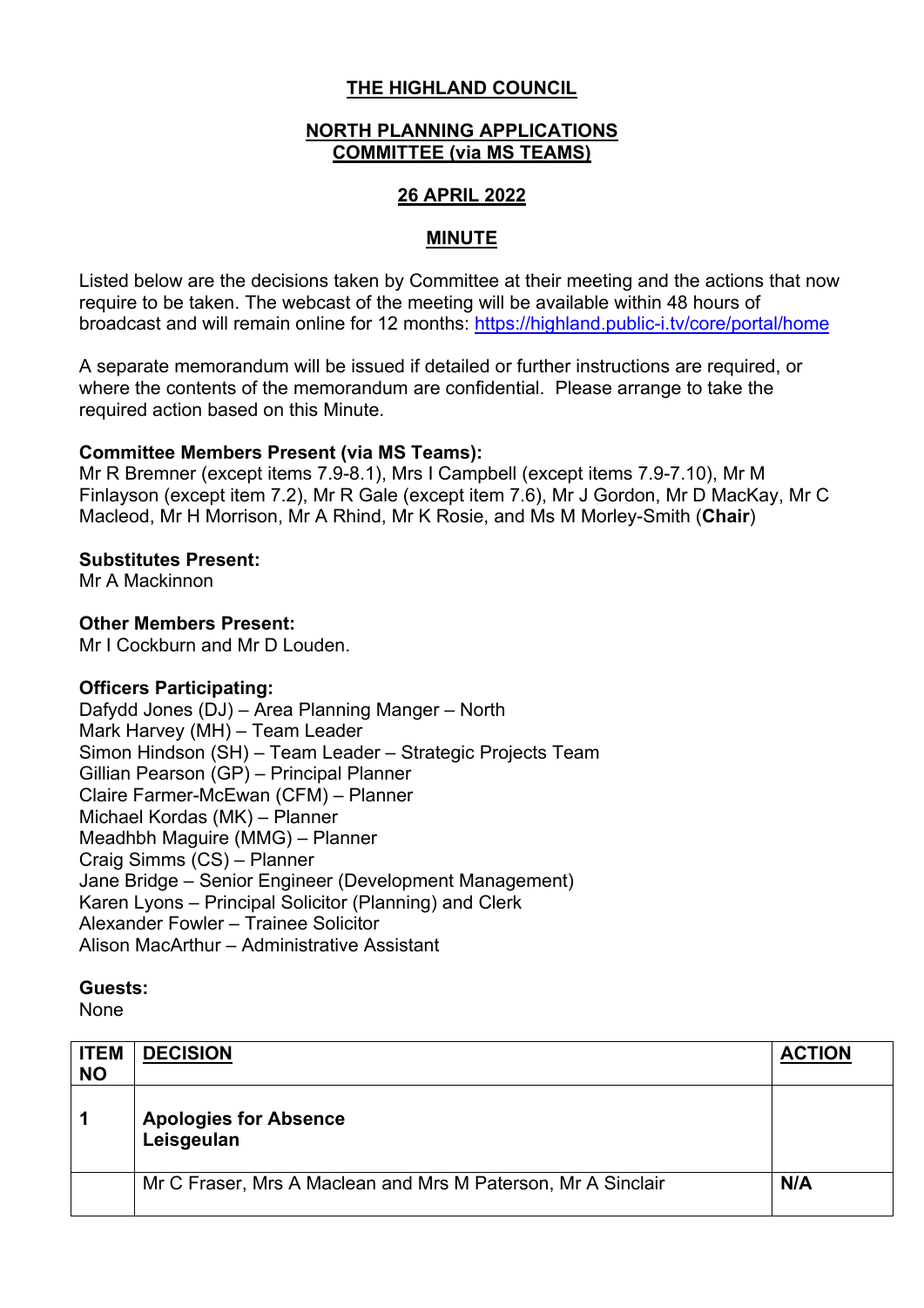# THE HIGHLAND COUNCIL

## NORTH PLANNING APPLICATIONS COMMITTEE (via MS TEAMS)

## 26 APRIL 2022

## MINUTE

Listed below are the decisions taken by Committee at their meeting and the actions that now require to be taken. The webcast of the meeting will be available within 48 hours of broadcast and will remain online for 12 months: https://highland.public-i.tv/core/portal/home

A separate memorandum will be issued if detailed or further instructions are required, or where the contents of the memorandum are confidential. Please arrange to take the required action based on this Minute.

**Committee Members Present (via MS Teams):**
Mr R Bremner (except items 7.9-8.1), Mrs I Campbell (except items 7.9-7.10), Mr M Finlayson (except item 7.2), Mr R Gale (except item 7.6), Mr J Gordon, Mr D MacKay, Mr C Macleod, Mr H Morrison, Mr A Rhind, Mr K Rosie, and Ms M Morley-Smith (**Chair**)

**Substitutes Present:**
Mr A Mackinnon

**Other Members Present:**
Mr I Cockburn and Mr D Louden.

**Officers Participating:**
Dafydd Jones (DJ) – Area Planning Manger – North
Mark Harvey (MH) – Team Leader
Simon Hindson (SH) – Team Leader – Strategic Projects Team
Gillian Pearson (GP) – Principal Planner
Claire Farmer-McEwan (CFM) – Planner
Michael Kordas (MK) – Planner
Meadhbh Maguire (MMG) – Planner
Craig Simms (CS) – Planner
Jane Bridge – Senior Engineer (Development Management)
Karen Lyons – Principal Solicitor (Planning) and Clerk
Alexander Fowler – Trainee Solicitor
Alison MacArthur – Administrative Assistant

**Guests:**
None

| ITEM NO | DECISION | ACTION |
|---|---|---|
| **1** | **Apologies for Absence**<br>**Leisgeulan** | |
| | Mr C Fraser, Mrs A Maclean and Mrs M Paterson, Mr A Sinclair | **N/A** |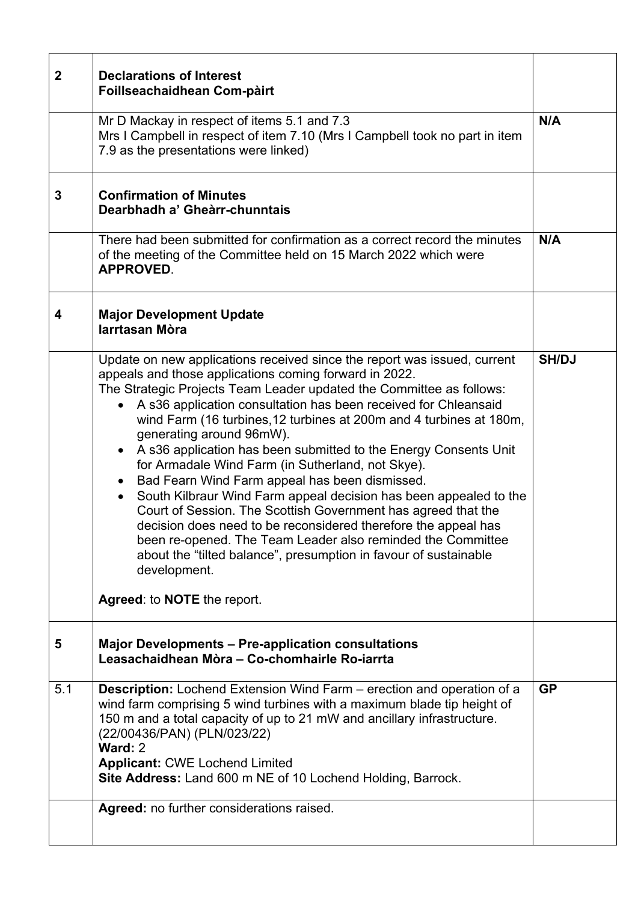| | | |
|---|---|---|
| **2** | **Declarations of Interest**<br>**Foillseachaidhean Com-pàirt** | |
| | Mr D Mackay in respect of items 5.1 and 7.3<br>Mrs I Campbell in respect of item 7.10 (Mrs I Campbell took no part in item 7.9 as the presentations were linked) | **N/A** |
| **3** | **Confirmation of Minutes**<br>**Dearbhadh a' Gheàrr-chunntais** | |
| | There had been submitted for confirmation as a correct record the minutes of the meeting of the Committee held on 15 March 2022 which were **APPROVED**. | **N/A** |
| **4** | **Major Development Update**<br>**Iarrtasan Mòra** | |
| | Update on new applications received since the report was issued, current appeals and those applications coming forward in 2022.<br>The Strategic Projects Team Leader updated the Committee as follows:<br>• A s36 application consultation has been received for Chleansaid wind Farm (16 turbines,12 turbines at 200m and 4 turbines at 180m, generating around 96mW).<br>• A s36 application has been submitted to the Energy Consents Unit for Armadale Wind Farm (in Sutherland, not Skye).<br>• Bad Fearn Wind Farm appeal has been dismissed.<br>• South Kilbraur Wind Farm appeal decision has been appealed to the Court of Session. The Scottish Government has agreed that the decision does need to be reconsidered therefore the appeal has been re-opened. The Team Leader also reminded the Committee about the "tilted balance", presumption in favour of sustainable development.<br><br>**Agreed**: to **NOTE** the report. | **SH/DJ** |
| **5** | **Major Developments – Pre-application consultations**<br>**Leasachaidhean Mòra – Co-chomhairle Ro-iarrta** | |
| 5.1 | **Description:** Lochend Extension Wind Farm – erection and operation of a wind farm comprising 5 wind turbines with a maximum blade tip height of 150 m and a total capacity of up to 21 mW and ancillary infrastructure. (22/00436/PAN) (PLN/023/22)<br>**Ward:** 2<br>**Applicant:** CWE Lochend Limited<br>**Site Address:** Land 600 m NE of 10 Lochend Holding, Barrock. | **GP** |
| | **Agreed:** no further considerations raised. | |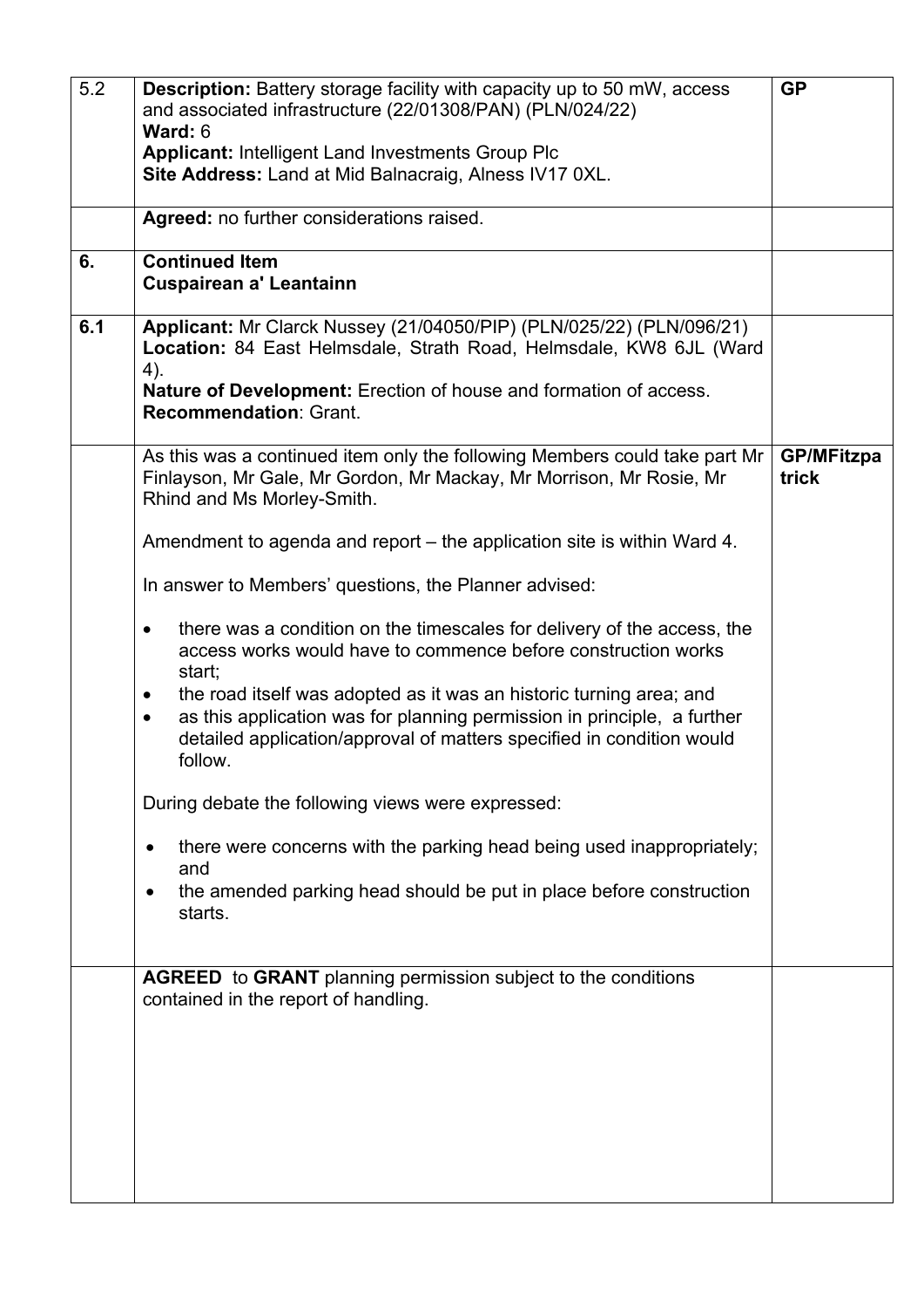| | | |
|---|---|---|
| 5.2 | **Description:** Battery storage facility with capacity up to 50 mW, access and associated infrastructure (22/01308/PAN) (PLN/024/22)<br>**Ward:** 6<br>**Applicant:** Intelligent Land Investments Group Plc<br>**Site Address:** Land at Mid Balnacraig, Alness IV17 0XL. | **GP** |
| | **Agreed:** no further considerations raised. | |
| **6.** | **Continued Item**<br>**Cuspairean a' Leantainn** | |
| **6.1** | **Applicant:** Mr Clarck Nussey (21/04050/PIP) (PLN/025/22) (PLN/096/21)<br>**Location:** 84 East Helmsdale, Strath Road, Helmsdale, KW8 6JL (Ward 4).<br>**Nature of Development:** Erection of house and formation of access.<br>**Recommendation**: Grant. | |
| | As this was a continued item only the following Members could take part Mr Finlayson, Mr Gale, Mr Gordon, Mr Mackay, Mr Morrison, Mr Rosie, Mr Rhind and Ms Morley-Smith.<br><br>Amendment to agenda and report – the application site is within Ward 4.<br><br>In answer to Members' questions, the Planner advised:<br><br>• there was a condition on the timescales for delivery of the access, the access works would have to commence before construction works start;<br>• the road itself was adopted as it was an historic turning area; and<br>• as this application was for planning permission in principle, a further detailed application/approval of matters specified in condition would follow.<br><br>During debate the following views were expressed:<br><br>• there were concerns with the parking head being used inappropriately; and<br>• the amended parking head should be put in place before construction starts. | **GP/MFitzpatrick** |
| | **AGREED** to **GRANT** planning permission subject to the conditions contained in the report of handling. | |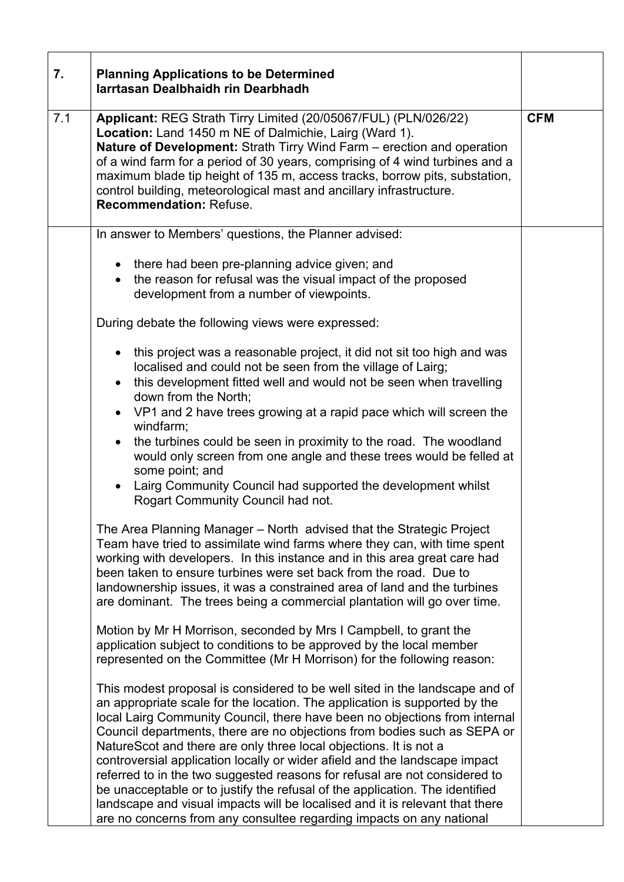| 7. | **Planning Applications to be Determined**<br>**Iarrtasan Dealbhaidh rin Dearbhadh** | |
|---|---|---|
| 7.1 | **Applicant:** REG Strath Tirry Limited (20/05067/FUL) (PLN/026/22)<br>**Location:** Land 1450 m NE of Dalmichie, Lairg (Ward 1).<br>**Nature of Development:** Strath Tirry Wind Farm – erection and operation of a wind farm for a period of 30 years, comprising of 4 wind turbines and a maximum blade tip height of 135 m, access tracks, borrow pits, substation, control building, meteorological mast and ancillary infrastructure.<br>**Recommendation:** Refuse. | **CFM** |

In answer to Members' questions, the Planner advised:

- there had been pre-planning advice given; and
- the reason for refusal was the visual impact of the proposed development from a number of viewpoints.

During debate the following views were expressed:

- this project was a reasonable project, it did not sit too high and was localised and could not be seen from the village of Lairg;
- this development fitted well and would not be seen when travelling down from the North;
- VP1 and 2 have trees growing at a rapid pace which will screen the windfarm;
- the turbines could be seen in proximity to the road. The woodland would only screen from one angle and these trees would be felled at some point; and
- Lairg Community Council had supported the development whilst Rogart Community Council had not.

The Area Planning Manager – North advised that the Strategic Project Team have tried to assimilate wind farms where they can, with time spent working with developers. In this instance and in this area great care had been taken to ensure turbines were set back from the road. Due to landownership issues, it was a constrained area of land and the turbines are dominant. The trees being a commercial plantation will go over time.

Motion by Mr H Morrison, seconded by Mrs I Campbell, to grant the application subject to conditions to be approved by the local member represented on the Committee (Mr H Morrison) for the following reason:

This modest proposal is considered to be well sited in the landscape and of an appropriate scale for the location. The application is supported by the local Lairg Community Council, there have been no objections from internal Council departments, there are no objections from bodies such as SEPA or NatureScot and there are only three local objections. It is not a controversial application locally or wider afield and the landscape impact referred to in the two suggested reasons for refusal are not considered to be unacceptable or to justify the refusal of the application. The identified landscape and visual impacts will be localised and it is relevant that there are no concerns from any consultee regarding impacts on any national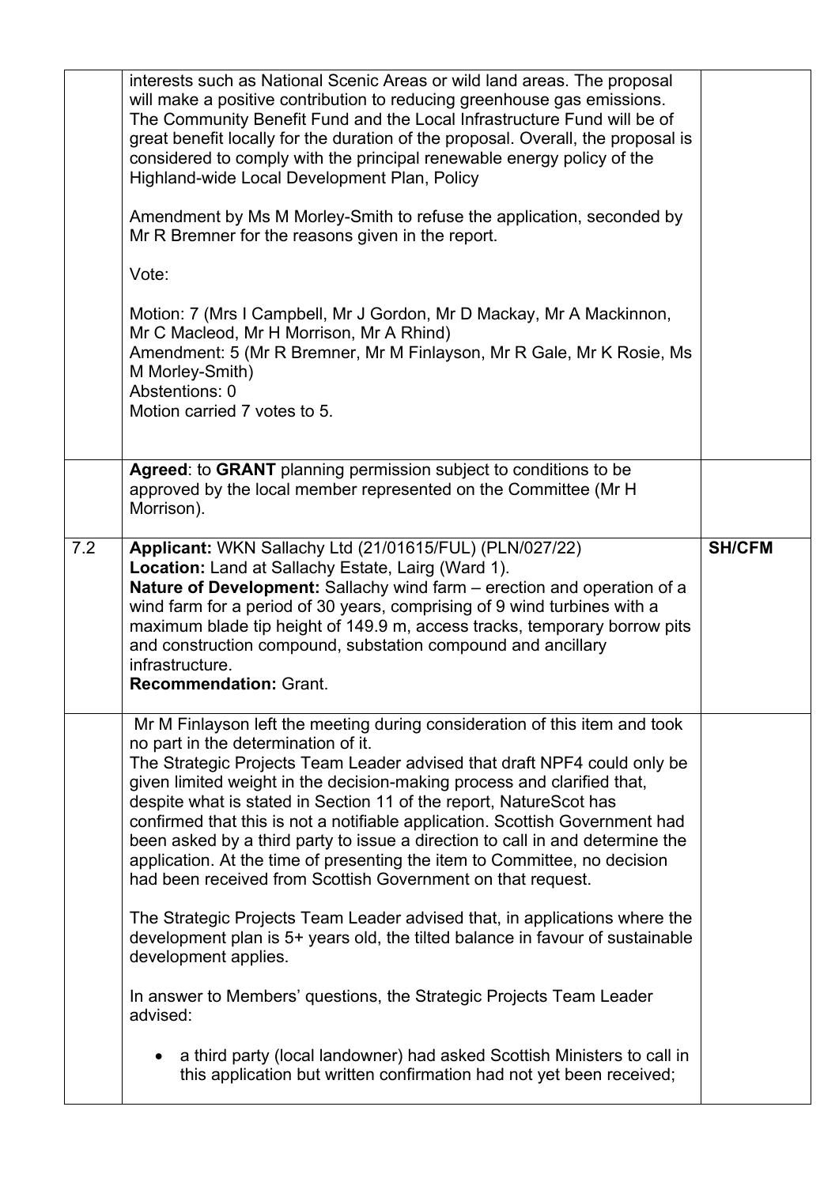| | | |
|---|---|---|
| | interests such as National Scenic Areas or wild land areas. The proposal will make a positive contribution to reducing greenhouse gas emissions. The Community Benefit Fund and the Local Infrastructure Fund will be of great benefit locally for the duration of the proposal. Overall, the proposal is considered to comply with the principal renewable energy policy of the Highland-wide Local Development Plan, Policy<br><br>Amendment by Ms M Morley-Smith to refuse the application, seconded by Mr R Bremner for the reasons given in the report.<br><br>Vote:<br><br>Motion: 7 (Mrs I Campbell, Mr J Gordon, Mr D Mackay, Mr A Mackinnon, Mr C Macleod, Mr H Morrison, Mr A Rhind)<br>Amendment: 5 (Mr R Bremner, Mr M Finlayson, Mr R Gale, Mr K Rosie, Ms M Morley-Smith)<br>Abstentions: 0<br>Motion carried 7 votes to 5. | |
| | **Agreed**: to **GRANT** planning permission subject to conditions to be approved by the local member represented on the Committee (Mr H Morrison). | |
| 7.2 | **Applicant:** WKN Sallachy Ltd (21/01615/FUL) (PLN/027/22)<br>**Location:** Land at Sallachy Estate, Lairg (Ward 1).<br>**Nature of Development:** Sallachy wind farm – erection and operation of a wind farm for a period of 30 years, comprising of 9 wind turbines with a maximum blade tip height of 149.9 m, access tracks, temporary borrow pits and construction compound, substation compound and ancillary infrastructure.<br>**Recommendation:** Grant. | **SH/CFM** |
| | Mr M Finlayson left the meeting during consideration of this item and took no part in the determination of it.<br>The Strategic Projects Team Leader advised that draft NPF4 could only be given limited weight in the decision-making process and clarified that, despite what is stated in Section 11 of the report, NatureScot has confirmed that this is not a notifiable application. Scottish Government had been asked by a third party to issue a direction to call in and determine the application. At the time of presenting the item to Committee, no decision had been received from Scottish Government on that request.<br><br>The Strategic Projects Team Leader advised that, in applications where the development plan is 5+ years old, the tilted balance in favour of sustainable development applies.<br><br>In answer to Members' questions, the Strategic Projects Team Leader advised:<br><br>• a third party (local landowner) had asked Scottish Ministers to call in this application but written confirmation had not yet been received; | |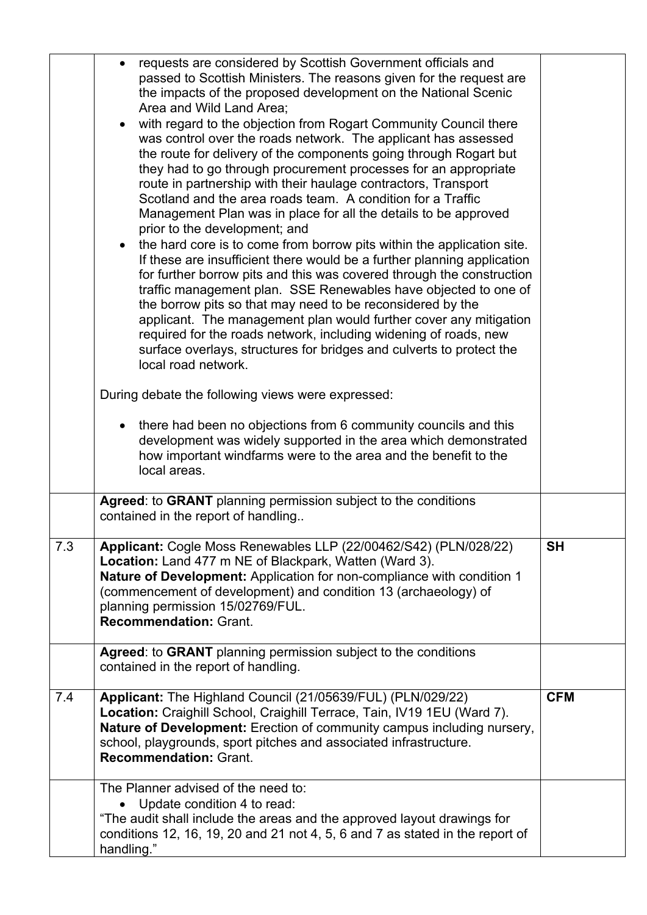| | | |
|---|---|---|
| | • requests are considered by Scottish Government officials and passed to Scottish Ministers. The reasons given for the request are the impacts of the proposed development on the National Scenic Area and Wild Land Area;<br>• with regard to the objection from Rogart Community Council there was control over the roads network. The applicant has assessed the route for delivery of the components going through Rogart but they had to go through procurement processes for an appropriate route in partnership with their haulage contractors, Transport Scotland and the area roads team. A condition for a Traffic Management Plan was in place for all the details to be approved prior to the development; and<br>• the hard core is to come from borrow pits within the application site. If these are insufficient there would be a further planning application for further borrow pits and this was covered through the construction traffic management plan. SSE Renewables have objected to one of the borrow pits so that may need to be reconsidered by the applicant. The management plan would further cover any mitigation required for the roads network, including widening of roads, new surface overlays, structures for bridges and culverts to protect the local road network.<br><br>During debate the following views were expressed:<br><br>• there had been no objections from 6 community councils and this development was widely supported in the area which demonstrated how important windfarms were to the area and the benefit to the local areas. | |
| | **Agreed**: to **GRANT** planning permission subject to the conditions contained in the report of handling.. | |
| 7.3 | **Applicant:** Cogle Moss Renewables LLP (22/00462/S42) (PLN/028/22)<br>**Location:** Land 477 m NE of Blackpark, Watten (Ward 3).<br>**Nature of Development:** Application for non-compliance with condition 1 (commencement of development) and condition 13 (archaeology) of planning permission 15/02769/FUL.<br>**Recommendation:** Grant. | **SH** |
| | **Agreed**: to **GRANT** planning permission subject to the conditions contained in the report of handling. | |
| 7.4 | **Applicant:** The Highland Council (21/05639/FUL) (PLN/029/22)<br>**Location:** Craighill School, Craighill Terrace, Tain, IV19 1EU (Ward 7).<br>**Nature of Development:** Erection of community campus including nursery, school, playgrounds, sport pitches and associated infrastructure.<br>**Recommendation:** Grant. | **CFM** |
| | The Planner advised of the need to:<br>• Update condition 4 to read:<br>"The audit shall include the areas and the approved layout drawings for conditions 12, 16, 19, 20 and 21 not 4, 5, 6 and 7 as stated in the report of handling." | |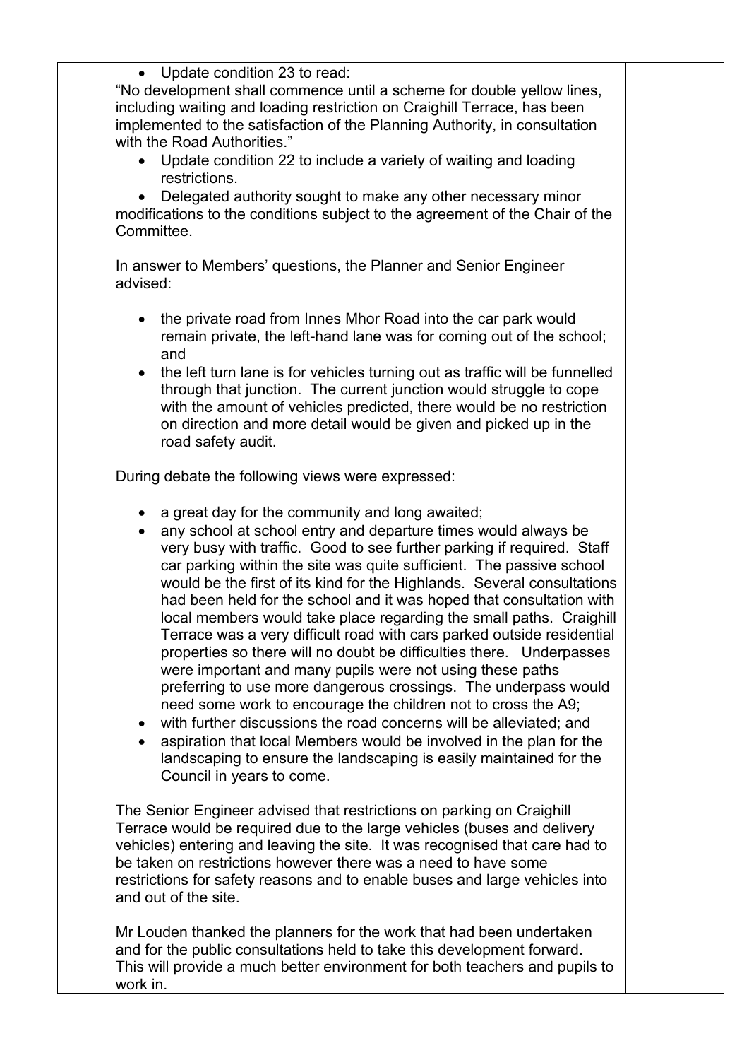- Update condition 23 to read:

"No development shall commence until a scheme for double yellow lines, including waiting and loading restriction on Craighill Terrace, has been implemented to the satisfaction of the Planning Authority, in consultation with the Road Authorities."

- Update condition 22 to include a variety of waiting and loading restrictions.
- Delegated authority sought to make any other necessary minor modifications to the conditions subject to the agreement of the Chair of the Committee.

In answer to Members' questions, the Planner and Senior Engineer advised:

- the private road from Innes Mhor Road into the car park would remain private, the left-hand lane was for coming out of the school; and
- the left turn lane is for vehicles turning out as traffic will be funnelled through that junction. The current junction would struggle to cope with the amount of vehicles predicted, there would be no restriction on direction and more detail would be given and picked up in the road safety audit.

During debate the following views were expressed:

- a great day for the community and long awaited;
- any school at school entry and departure times would always be very busy with traffic. Good to see further parking if required. Staff car parking within the site was quite sufficient. The passive school would be the first of its kind for the Highlands. Several consultations had been held for the school and it was hoped that consultation with local members would take place regarding the small paths. Craighill Terrace was a very difficult road with cars parked outside residential properties so there will no doubt be difficulties there. Underpasses were important and many pupils were not using these paths preferring to use more dangerous crossings. The underpass would need some work to encourage the children not to cross the A9;
- with further discussions the road concerns will be alleviated; and
- aspiration that local Members would be involved in the plan for the landscaping to ensure the landscaping is easily maintained for the Council in years to come.

The Senior Engineer advised that restrictions on parking on Craighill Terrace would be required due to the large vehicles (buses and delivery vehicles) entering and leaving the site. It was recognised that care had to be taken on restrictions however there was a need to have some restrictions for safety reasons and to enable buses and large vehicles into and out of the site.

Mr Louden thanked the planners for the work that had been undertaken and for the public consultations held to take this development forward. This will provide a much better environment for both teachers and pupils to work in.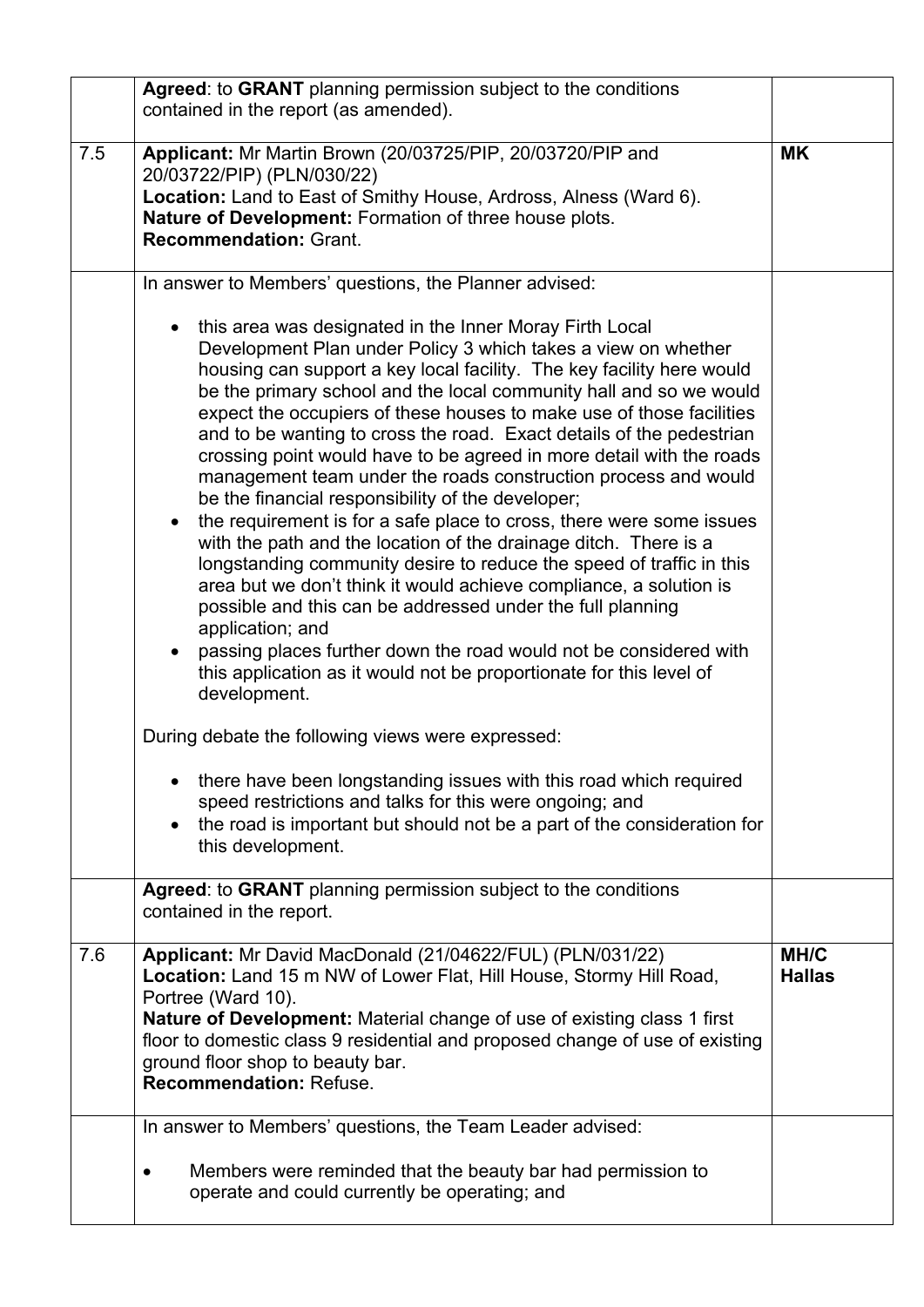| | | |
|---|---|---|
| | **Agreed**: to **GRANT** planning permission subject to the conditions contained in the report (as amended). | |
| 7.5 | **Applicant:** Mr Martin Brown (20/03725/PIP, 20/03720/PIP and 20/03722/PIP) (PLN/030/22)<br>**Location:** Land to East of Smithy House, Ardross, Alness (Ward 6).<br>**Nature of Development:** Formation of three house plots.<br>**Recommendation:** Grant. | **MK** |
| | In answer to Members' questions, the Planner advised:<br><br>• this area was designated in the Inner Moray Firth Local Development Plan under Policy 3 which takes a view on whether housing can support a key local facility. The key facility here would be the primary school and the local community hall and so we would expect the occupiers of these houses to make use of those facilities and to be wanting to cross the road. Exact details of the pedestrian crossing point would have to be agreed in more detail with the roads management team under the roads construction process and would be the financial responsibility of the developer;<br>• the requirement is for a safe place to cross, there were some issues with the path and the location of the drainage ditch. There is a longstanding community desire to reduce the speed of traffic in this area but we don't think it would achieve compliance, a solution is possible and this can be addressed under the full planning application; and<br>• passing places further down the road would not be considered with this application as it would not be proportionate for this level of development.<br><br>During debate the following views were expressed:<br><br>• there have been longstanding issues with this road which required speed restrictions and talks for this were ongoing; and<br>• the road is important but should not be a part of the consideration for this development. | |
| | **Agreed**: to **GRANT** planning permission subject to the conditions contained in the report. | |
| 7.6 | **Applicant:** Mr David MacDonald (21/04622/FUL) (PLN/031/22)<br>**Location:** Land 15 m NW of Lower Flat, Hill House, Stormy Hill Road, Portree (Ward 10).<br>**Nature of Development:** Material change of use of existing class 1 first floor to domestic class 9 residential and proposed change of use of existing ground floor shop to beauty bar.<br>**Recommendation:** Refuse. | **MH/C Hallas** |
| | In answer to Members' questions, the Team Leader advised:<br><br>• Members were reminded that the beauty bar had permission to operate and could currently be operating; and | |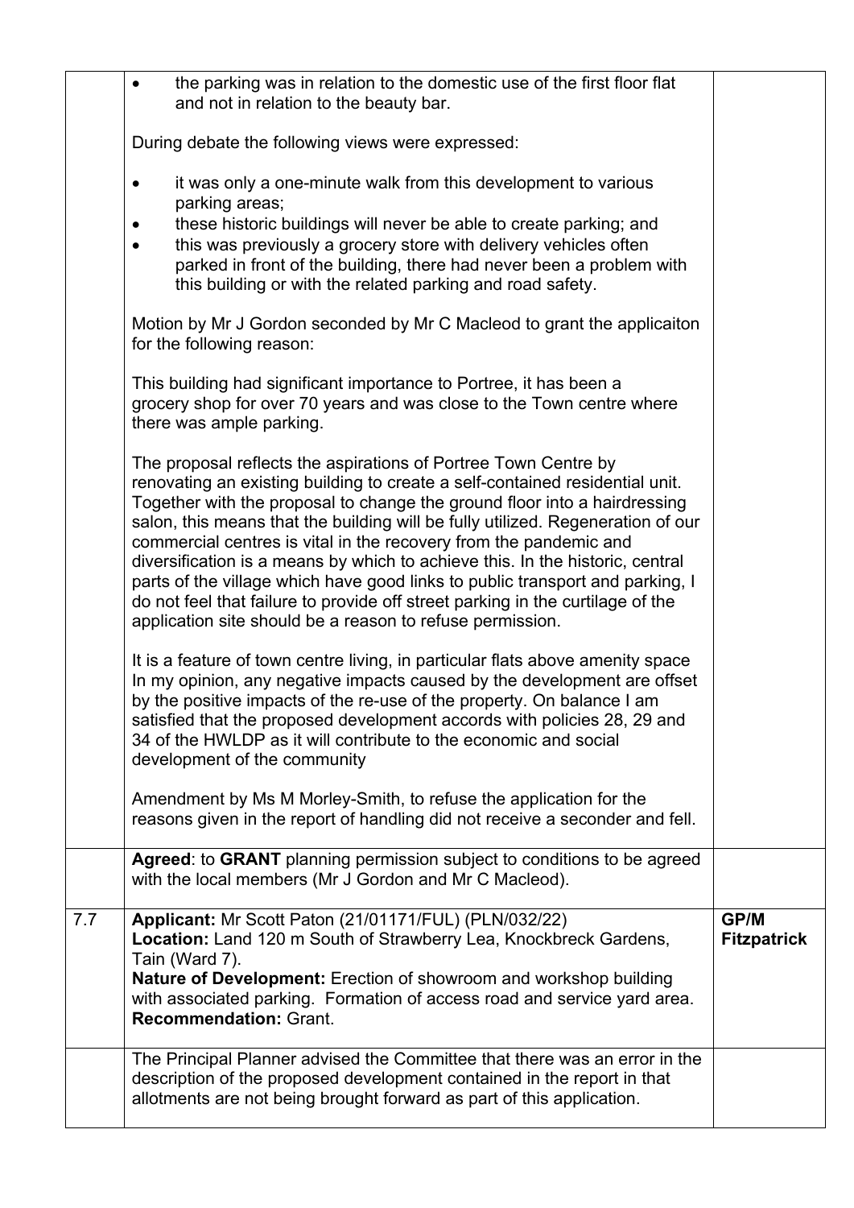| | | |
|---|---|---|
| | • the parking was in relation to the domestic use of the first floor flat and not in relation to the beauty bar.<br><br>During debate the following views were expressed:<br><br>• it was only a one-minute walk from this development to various parking areas;<br>• these historic buildings will never be able to create parking; and<br>• this was previously a grocery store with delivery vehicles often parked in front of the building, there had never been a problem with this building or with the related parking and road safety.<br><br>Motion by Mr J Gordon seconded by Mr C Macleod to grant the applicaiton for the following reason:<br><br>This building had significant importance to Portree, it has been a grocery shop for over 70 years and was close to the Town centre where there was ample parking.<br><br>The proposal reflects the aspirations of Portree Town Centre by renovating an existing building to create a self-contained residential unit. Together with the proposal to change the ground floor into a hairdressing salon, this means that the building will be fully utilized. Regeneration of our commercial centres is vital in the recovery from the pandemic and diversification is a means by which to achieve this. In the historic, central parts of the village which have good links to public transport and parking, I do not feel that failure to provide off street parking in the curtilage of the application site should be a reason to refuse permission.<br><br>It is a feature of town centre living, in particular flats above amenity space In my opinion, any negative impacts caused by the development are offset by the positive impacts of the re-use of the property. On balance I am satisfied that the proposed development accords with policies 28, 29 and 34 of the HWLDP as it will contribute to the economic and social development of the community<br><br>Amendment by Ms M Morley-Smith, to refuse the application for the reasons given in the report of handling did not receive a seconder and fell. | |
| | **Agreed**: to **GRANT** planning permission subject to conditions to be agreed with the local members (Mr J Gordon and Mr C Macleod). | |
| 7.7 | **Applicant:** Mr Scott Paton (21/01171/FUL) (PLN/032/22)<br>**Location:** Land 120 m South of Strawberry Lea, Knockbreck Gardens, Tain (Ward 7).<br>**Nature of Development:** Erection of showroom and workshop building with associated parking. Formation of access road and service yard area.<br>**Recommendation:** Grant. | **GP/M Fitzpatrick** |
| | The Principal Planner advised the Committee that there was an error in the description of the proposed development contained in the report in that allotments are not being brought forward as part of this application. | |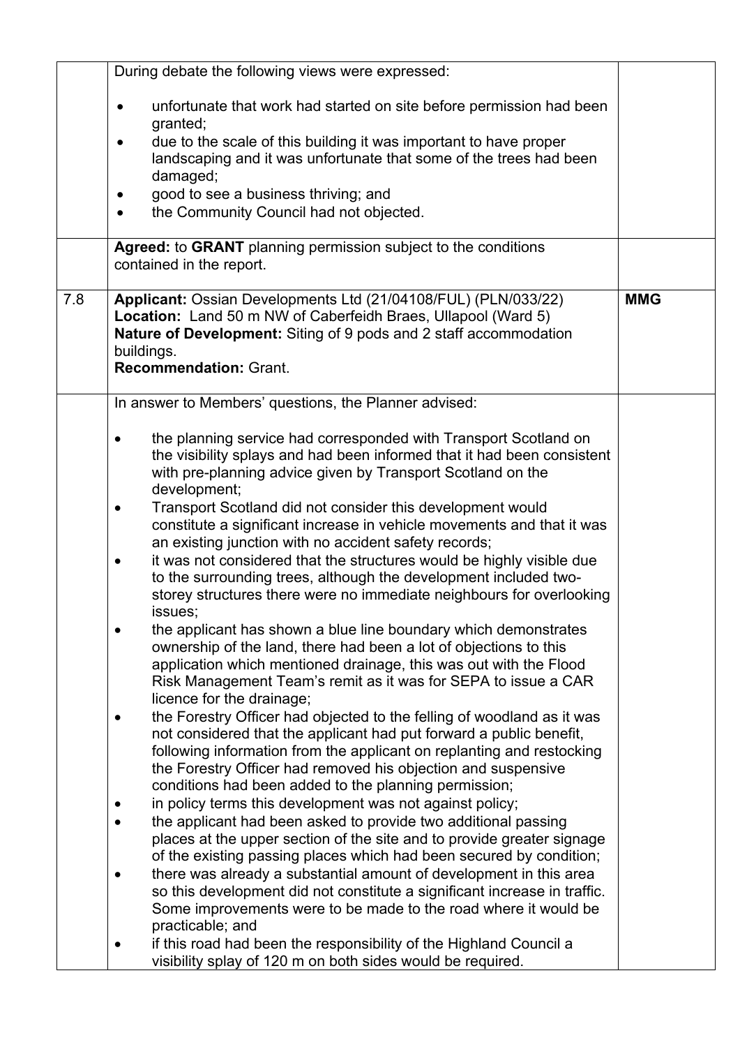| | | |
|---|---|---|
| | During debate the following views were expressed:<br><br>• unfortunate that work had started on site before permission had been granted;<br>• due to the scale of this building it was important to have proper landscaping and it was unfortunate that some of the trees had been damaged;<br>• good to see a business thriving; and<br>• the Community Council had not objected. | |
| | **Agreed:** to **GRANT** planning permission subject to the conditions contained in the report. | |
| 7.8 | **Applicant:** Ossian Developments Ltd (21/04108/FUL) (PLN/033/22)<br>**Location:** Land 50 m NW of Caberfeidh Braes, Ullapool (Ward 5)<br>**Nature of Development:** Siting of 9 pods and 2 staff accommodation buildings.<br>**Recommendation:** Grant. | **MMG** |
| | In answer to Members' questions, the Planner advised:<br><br>• the planning service had corresponded with Transport Scotland on the visibility splays and had been informed that it had been consistent with pre-planning advice given by Transport Scotland on the development;<br>• Transport Scotland did not consider this development would constitute a significant increase in vehicle movements and that it was an existing junction with no accident safety records;<br>• it was not considered that the structures would be highly visible due to the surrounding trees, although the development included two-storey structures there were no immediate neighbours for overlooking issues;<br>• the applicant has shown a blue line boundary which demonstrates ownership of the land, there had been a lot of objections to this application which mentioned drainage, this was out with the Flood Risk Management Team's remit as it was for SEPA to issue a CAR licence for the drainage;<br>• the Forestry Officer had objected to the felling of woodland as it was not considered that the applicant had put forward a public benefit, following information from the applicant on replanting and restocking the Forestry Officer had removed his objection and suspensive conditions had been added to the planning permission;<br>• in policy terms this development was not against policy;<br>• the applicant had been asked to provide two additional passing places at the upper section of the site and to provide greater signage of the existing passing places which had been secured by condition;<br>• there was already a substantial amount of development in this area so this development did not constitute a significant increase in traffic. Some improvements were to be made to the road where it would be practicable; and<br>• if this road had been the responsibility of the Highland Council a visibility splay of 120 m on both sides would be required. | |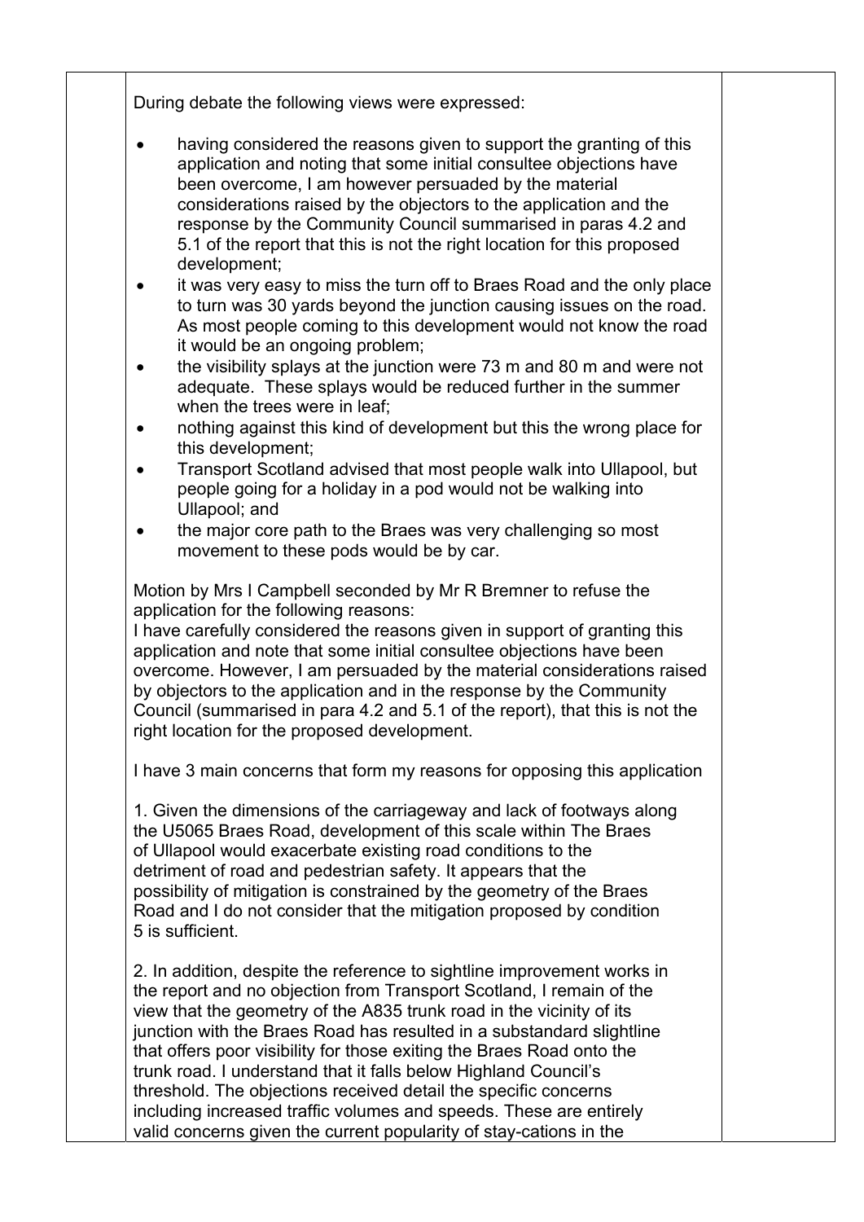During debate the following views were expressed:

- having considered the reasons given to support the granting of this application and noting that some initial consultee objections have been overcome, I am however persuaded by the material considerations raised by the objectors to the application and the response by the Community Council summarised in paras 4.2 and 5.1 of the report that this is not the right location for this proposed development;
- it was very easy to miss the turn off to Braes Road and the only place to turn was 30 yards beyond the junction causing issues on the road. As most people coming to this development would not know the road it would be an ongoing problem;
- the visibility splays at the junction were 73 m and 80 m and were not adequate. These splays would be reduced further in the summer when the trees were in leaf;
- nothing against this kind of development but this the wrong place for this development;
- Transport Scotland advised that most people walk into Ullapool, but people going for a holiday in a pod would not be walking into Ullapool; and
- the major core path to the Braes was very challenging so most movement to these pods would be by car.

Motion by Mrs I Campbell seconded by Mr R Bremner to refuse the application for the following reasons:
I have carefully considered the reasons given in support of granting this application and note that some initial consultee objections have been overcome. However, I am persuaded by the material considerations raised by objectors to the application and in the response by the Community Council (summarised in para 4.2 and 5.1 of the report), that this is not the right location for the proposed development.

I have 3 main concerns that form my reasons for opposing this application

1. Given the dimensions of the carriageway and lack of footways along the U5065 Braes Road, development of this scale within The Braes of Ullapool would exacerbate existing road conditions to the detriment of road and pedestrian safety. It appears that the possibility of mitigation is constrained by the geometry of the Braes Road and I do not consider that the mitigation proposed by condition 5 is sufficient.

2. In addition, despite the reference to sightline improvement works in the report and no objection from Transport Scotland, I remain of the view that the geometry of the A835 trunk road in the vicinity of its junction with the Braes Road has resulted in a substandard slightline that offers poor visibility for those exiting the Braes Road onto the trunk road. I understand that it falls below Highland Council's threshold. The objections received detail the specific concerns including increased traffic volumes and speeds. These are entirely valid concerns given the current popularity of stay-cations in the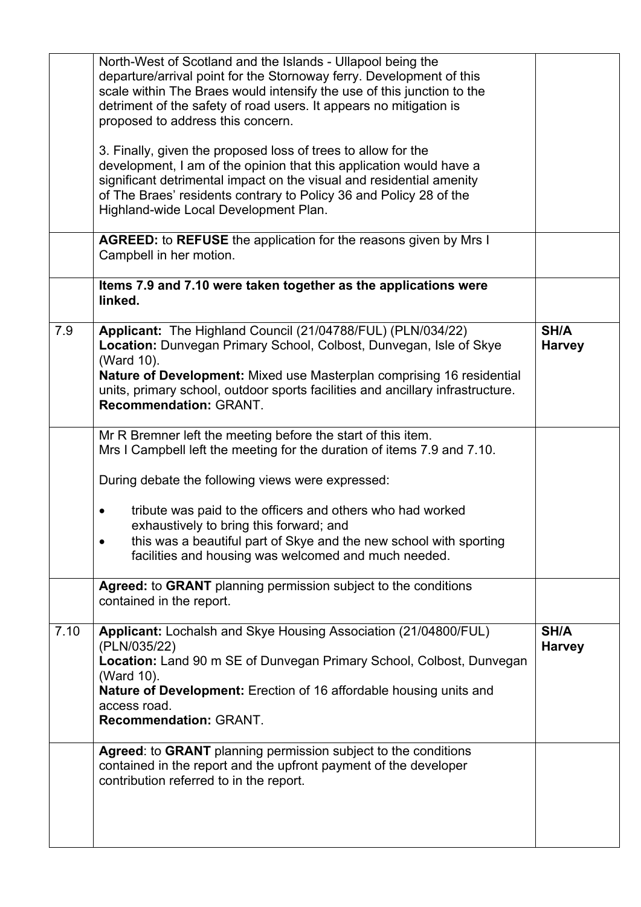| | | |
|---|---|---|
| | North-West of Scotland and the Islands - Ullapool being the departure/arrival point for the Stornoway ferry. Development of this scale within The Braes would intensify the use of this junction to the detriment of the safety of road users. It appears no mitigation is proposed to address this concern.<br><br>3. Finally, given the proposed loss of trees to allow for the development, I am of the opinion that this application would have a significant detrimental impact on the visual and residential amenity of The Braes' residents contrary to Policy 36 and Policy 28 of the Highland-wide Local Development Plan. | |
| | **AGREED:** to **REFUSE** the application for the reasons given by Mrs I Campbell in her motion. | |
| | **Items 7.9 and 7.10 were taken together as the applications were linked.** | |
| 7.9 | **Applicant:** The Highland Council (21/04788/FUL) (PLN/034/22)<br>**Location:** Dunvegan Primary School, Colbost, Dunvegan, Isle of Skye (Ward 10).<br>**Nature of Development:** Mixed use Masterplan comprising 16 residential units, primary school, outdoor sports facilities and ancillary infrastructure.<br>**Recommendation:** GRANT. | **SH/A Harvey** |
| | Mr R Bremner left the meeting before the start of this item.<br>Mrs I Campbell left the meeting for the duration of items 7.9 and 7.10.<br><br>During debate the following views were expressed:<br><br>• tribute was paid to the officers and others who had worked exhaustively to bring this forward; and<br>• this was a beautiful part of Skye and the new school with sporting facilities and housing was welcomed and much needed. | |
| | **Agreed:** to **GRANT** planning permission subject to the conditions contained in the report. | |
| 7.10 | **Applicant:** Lochalsh and Skye Housing Association (21/04800/FUL) (PLN/035/22)<br>**Location:** Land 90 m SE of Dunvegan Primary School, Colbost, Dunvegan (Ward 10).<br>**Nature of Development:** Erection of 16 affordable housing units and access road.<br>**Recommendation:** GRANT. | **SH/A Harvey** |
| | **Agreed**: to **GRANT** planning permission subject to the conditions contained in the report and the upfront payment of the developer contribution referred to in the report. | |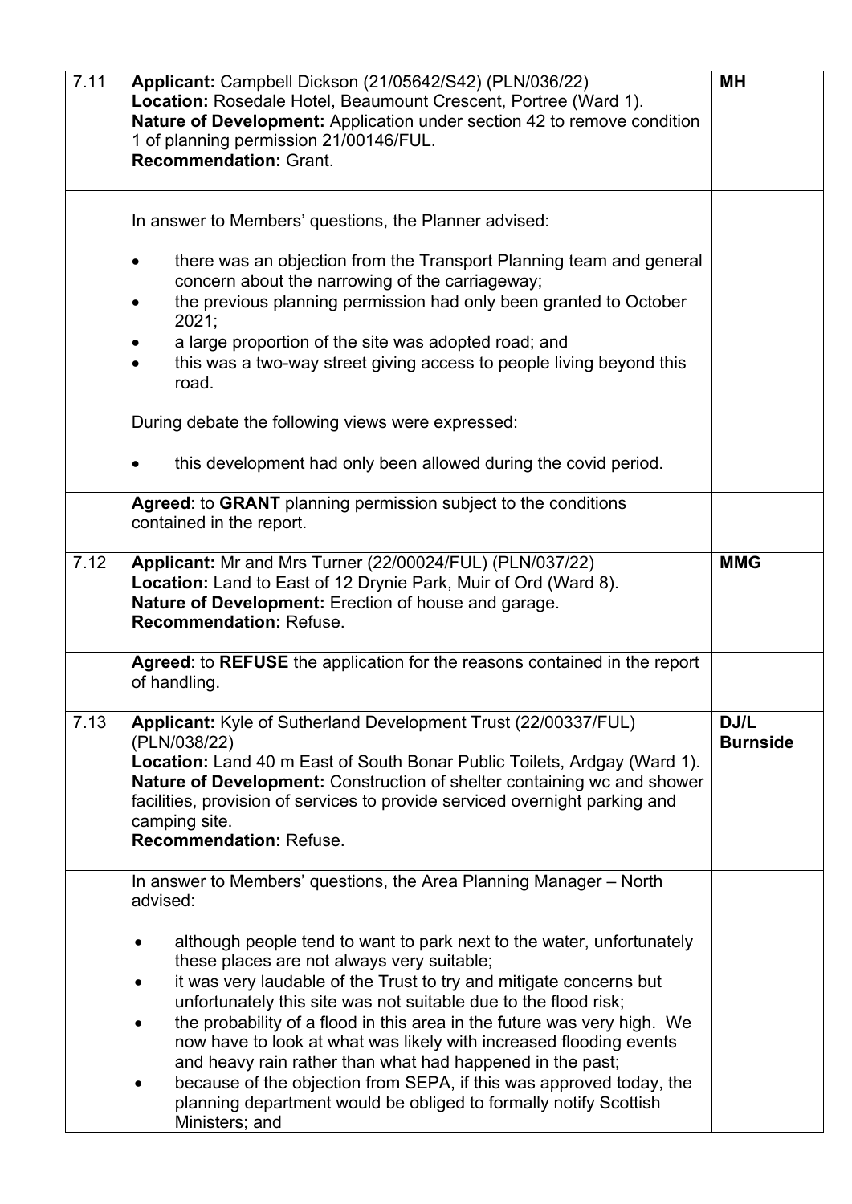| | | |
|---|---|---|
| 7.11 | **Applicant:** Campbell Dickson (21/05642/S42) (PLN/036/22)<br>**Location:** Rosedale Hotel, Beaumount Crescent, Portree (Ward 1).<br>**Nature of Development:** Application under section 42 to remove condition 1 of planning permission 21/00146/FUL.<br>**Recommendation:** Grant. | **MH** |
| | In answer to Members' questions, the Planner advised:<br><br>• there was an objection from the Transport Planning team and general concern about the narrowing of the carriageway;<br>• the previous planning permission had only been granted to October 2021;<br>• a large proportion of the site was adopted road; and<br>• this was a two-way street giving access to people living beyond this road.<br><br>During debate the following views were expressed:<br><br>• this development had only been allowed during the covid period. | |
| | **Agreed**: to **GRANT** planning permission subject to the conditions contained in the report. | |
| 7.12 | **Applicant:** Mr and Mrs Turner (22/00024/FUL) (PLN/037/22)<br>**Location:** Land to East of 12 Drynie Park, Muir of Ord (Ward 8).<br>**Nature of Development:** Erection of house and garage.<br>**Recommendation:** Refuse. | **MMG** |
| | **Agreed**: to **REFUSE** the application for the reasons contained in the report of handling. | |
| 7.13 | **Applicant:** Kyle of Sutherland Development Trust (22/00337/FUL) (PLN/038/22)<br>**Location:** Land 40 m East of South Bonar Public Toilets, Ardgay (Ward 1).<br>**Nature of Development:** Construction of shelter containing wc and shower facilities, provision of services to provide serviced overnight parking and camping site.<br>**Recommendation:** Refuse. | **DJ/L Burnside** |
| | In answer to Members' questions, the Area Planning Manager – North advised:<br><br>• although people tend to want to park next to the water, unfortunately these places are not always very suitable;<br>• it was very laudable of the Trust to try and mitigate concerns but unfortunately this site was not suitable due to the flood risk;<br>• the probability of a flood in this area in the future was very high. We now have to look at what was likely with increased flooding events and heavy rain rather than what had happened in the past;<br>• because of the objection from SEPA, if this was approved today, the planning department would be obliged to formally notify Scottish Ministers; and | |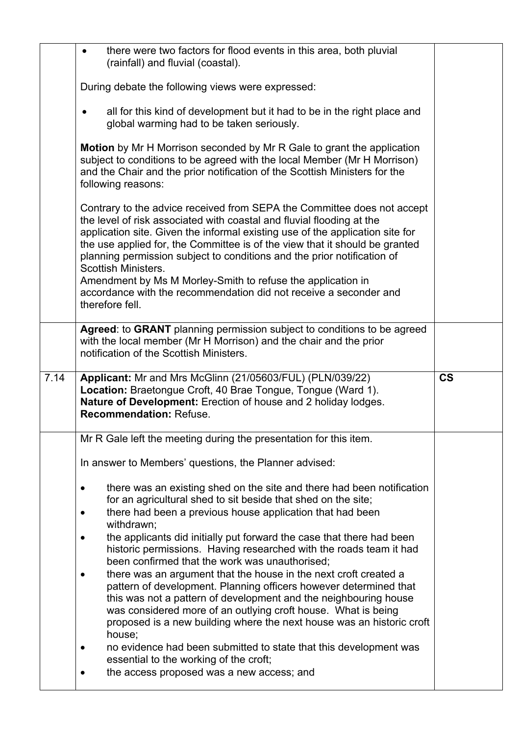| | | |
|---|---|---|
| | - there were two factors for flood events in this area, both pluvial (rainfall) and fluvial (coastal).<br><br>During debate the following views were expressed:<br><br>- all for this kind of development but it had to be in the right place and global warming had to be taken seriously.<br><br>**Motion** by Mr H Morrison seconded by Mr R Gale to grant the application subject to conditions to be agreed with the local Member (Mr H Morrison) and the Chair and the prior notification of the Scottish Ministers for the following reasons:<br><br>Contrary to the advice received from SEPA the Committee does not accept the level of risk associated with coastal and fluvial flooding at the application site. Given the informal existing use of the application site for the use applied for, the Committee is of the view that it should be granted planning permission subject to conditions and the prior notification of Scottish Ministers.<br>Amendment by Ms M Morley-Smith to refuse the application in accordance with the recommendation did not receive a seconder and therefore fell. | |
| | **Agreed**: to **GRANT** planning permission subject to conditions to be agreed with the local member (Mr H Morrison) and the chair and the prior notification of the Scottish Ministers. | |
| 7.14 | **Applicant:** Mr and Mrs McGlinn (21/05603/FUL) (PLN/039/22)<br>**Location:** Braetongue Croft, 40 Brae Tongue, Tongue (Ward 1).<br>**Nature of Development:** Erection of house and 2 holiday lodges.<br>**Recommendation:** Refuse. | **CS** |
| | Mr R Gale left the meeting during the presentation for this item.<br><br>In answer to Members' questions, the Planner advised:<br><br>- there was an existing shed on the site and there had been notification for an agricultural shed to sit beside that shed on the site;<br>- there had been a previous house application that had been withdrawn;<br>- the applicants did initially put forward the case that there had been historic permissions. Having researched with the roads team it had been confirmed that the work was unauthorised;<br>- there was an argument that the house in the next croft created a pattern of development. Planning officers however determined that this was not a pattern of development and the neighbouring house was considered more of an outlying croft house. What is being proposed is a new building where the next house was an historic croft house;<br>- no evidence had been submitted to state that this development was essential to the working of the croft;<br>- the access proposed was a new access; and | |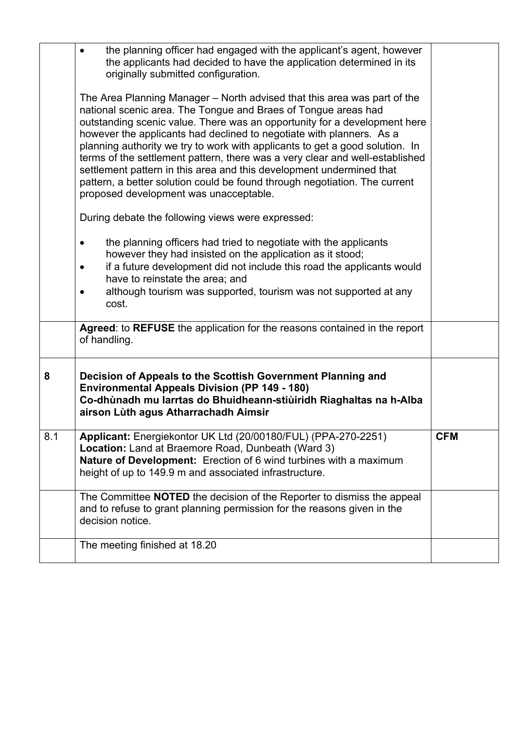| | | |
|---|---|---|
| | • the planning officer had engaged with the applicant's agent, however the applicants had decided to have the application determined in its originally submitted configuration.<br><br>The Area Planning Manager – North advised that this area was part of the national scenic area. The Tongue and Braes of Tongue areas had outstanding scenic value. There was an opportunity for a development here however the applicants had declined to negotiate with planners. As a planning authority we try to work with applicants to get a good solution. In terms of the settlement pattern, there was a very clear and well-established settlement pattern in this area and this development undermined that pattern, a better solution could be found through negotiation. The current proposed development was unacceptable.<br><br>During debate the following views were expressed:<br><br>• the planning officers had tried to negotiate with the applicants however they had insisted on the application as it stood;<br>• if a future development did not include this road the applicants would have to reinstate the area; and<br>• although tourism was supported, tourism was not supported at any cost. | |
| | **Agreed**: to **REFUSE** the application for the reasons contained in the report of handling. | |
| **8** | **Decision of Appeals to the Scottish Government Planning and Environmental Appeals Division (PP 149 - 180)**<br>**Co-dhùnadh mu Iarrtas do Bhuidheann-stiùiridh Riaghaltas na h-Alba airson Lùth agus Atharrachadh Aimsir** | |
| 8.1 | **Applicant:** Energiekontor UK Ltd (20/00180/FUL) (PPA-270-2251)<br>**Location:** Land at Braemore Road, Dunbeath (Ward 3)<br>**Nature of Development:** Erection of 6 wind turbines with a maximum height of up to 149.9 m and associated infrastructure. | **CFM** |
| | The Committee **NOTED** the decision of the Reporter to dismiss the appeal and to refuse to grant planning permission for the reasons given in the decision notice. | |
| | The meeting finished at 18.20 | |